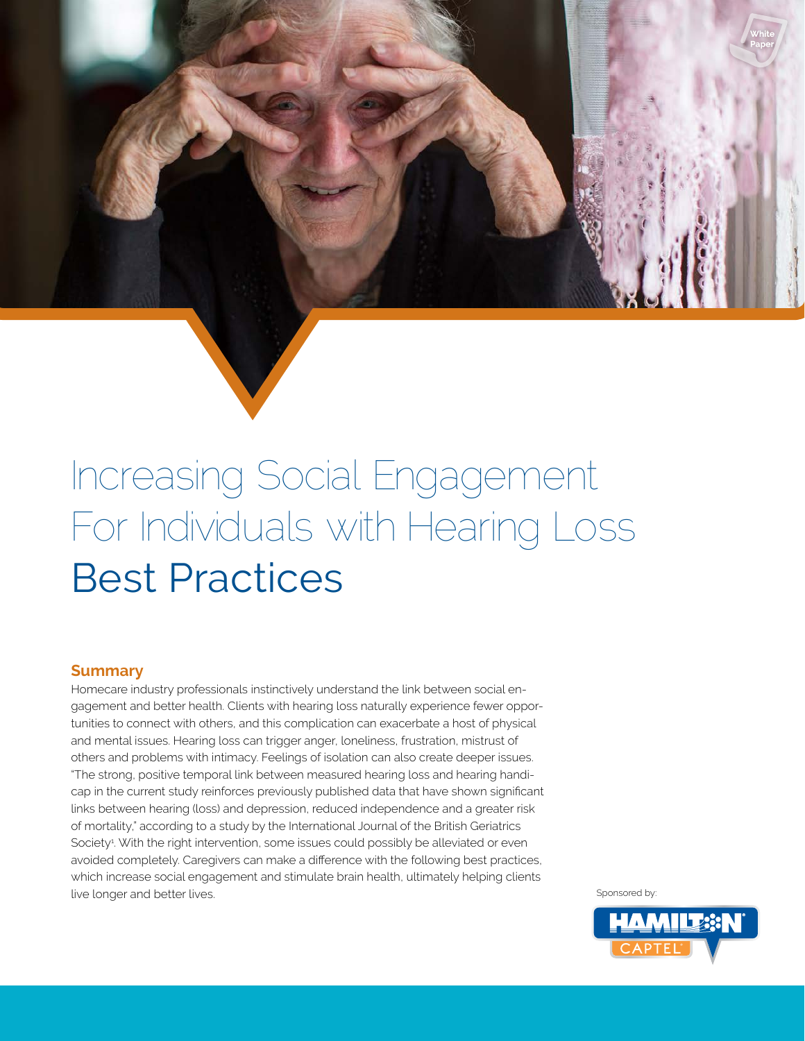White Paper

# Increasing Social Engagement For Individuals with Hearing Loss Best Practices

## Summary

Homecare industry professionals instinctively understand the link between social engagement and better health. Clients with hearing loss naturally experience fewer opportunities to connect with others, and this complication can exacerbate a host of physical and mental issues. Hearing loss can trigger anger, loneliness, frustration, mistrust of others and problems with intimacy. Feelings of isolation can also create deeper issues. "The strong, positive temporal link between measured hearing loss and hearing handicap in the current study reinforces previously published data that have shown significant links between hearing (loss) and depression, reduced independence and a greater risk of mortality," according to a study by the International Journal of the British Geriatrics Society[1]. With the right intervention, some issues could possibly be alleviated or even avoided completely. Caregivers can make a difference with the following best practices, which increase social engagement and stimulate brain health, ultimately helping clients live longer and better lives.

Sponsored by:

HAMILTON CAPTEL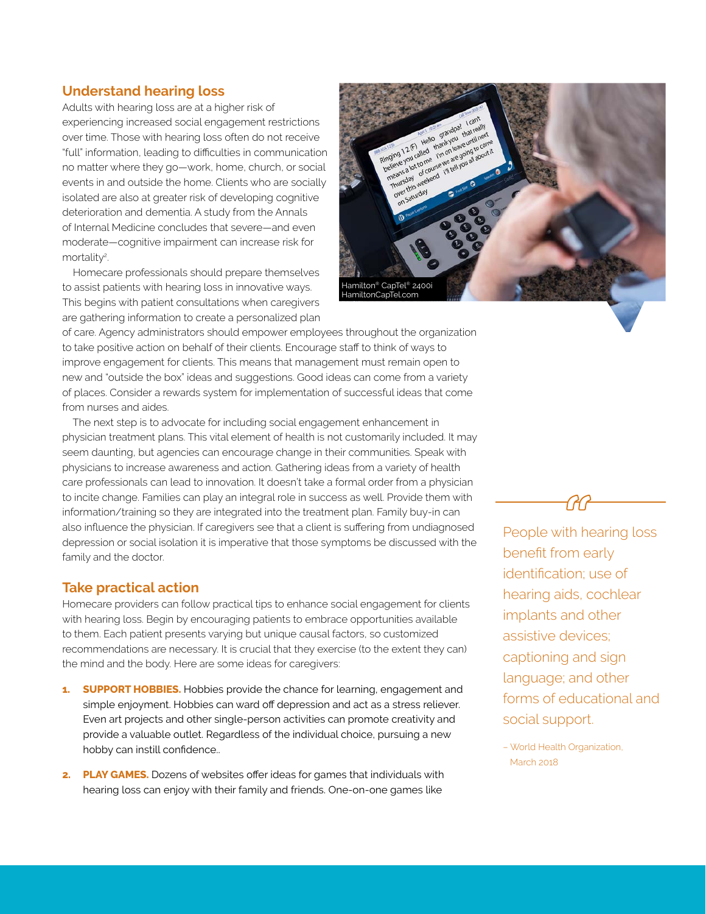## Understand hearing loss

Adults with hearing loss are at a higher risk of experiencing increased social engagement restrictions over time. Those with hearing loss often do not receive "full" information, leading to difficulties in communication no matter where they go—work, home, church, or social events in and outside the home. Clients who are socially isolated are also at greater risk of developing cognitive deterioration and dementia. A study from the Annals of Internal Medicine concludes that severe—and even moderate—cognitive impairment can increase risk for mortality[2].

Homecare professionals should prepare themselves to assist patients with hearing loss in innovative ways. This begins with patient consultations when caregivers are gathering information to create a personalized plan of care. Agency administrators should empower employees throughout the organization to take positive action on behalf of their clients. Encourage staff to think of ways to improve engagement for clients. This means that management must remain open to new and "outside the box" ideas and suggestions. Good ideas can come from a variety of places. Consider a rewards system for implementation of successful ideas that come from nurses and aides.

The next step is to advocate for including social engagement enhancement in physician treatment plans. This vital element of health is not customarily included. It may seem daunting, but agencies can encourage change in their communities. Speak with physicians to increase awareness and action. Gathering ideas from a variety of health care professionals can lead to innovation. It doesn't take a formal order from a physician to incite change. Families can play an integral role in success as well. Provide them with information/training so they are integrated into the treatment plan. Family buy-in can also influence the physician. If caregivers see that a client is suffering from undiagnosed depression or social isolation it is imperative that those symptoms be discussed with the family and the doctor.

Hamilton® CapTel® 2400i
HamiltonCapTel.com

> People with hearing loss benefit from early identification; use of hearing aids, cochlear implants and other assistive devices; captioning and sign language; and other forms of educational and social support.
>
> – World Health Organization, March 2018

## Take practical action

Homecare providers can follow practical tips to enhance social engagement for clients with hearing loss. Begin by encouraging patients to embrace opportunities available to them. Each patient presents varying but unique causal factors, so customized recommendations are necessary. It is crucial that they exercise (to the extent they can) the mind and the body. Here are some ideas for caregivers:

1. **SUPPORT HOBBIES.** Hobbies provide the chance for learning, engagement and simple enjoyment. Hobbies can ward off depression and act as a stress reliever. Even art projects and other single-person activities can promote creativity and provide a valuable outlet. Regardless of the individual choice, pursuing a new hobby can instill confidence..
2. **PLAY GAMES.** Dozens of websites offer ideas for games that individuals with hearing loss can enjoy with their family and friends. One-on-one games like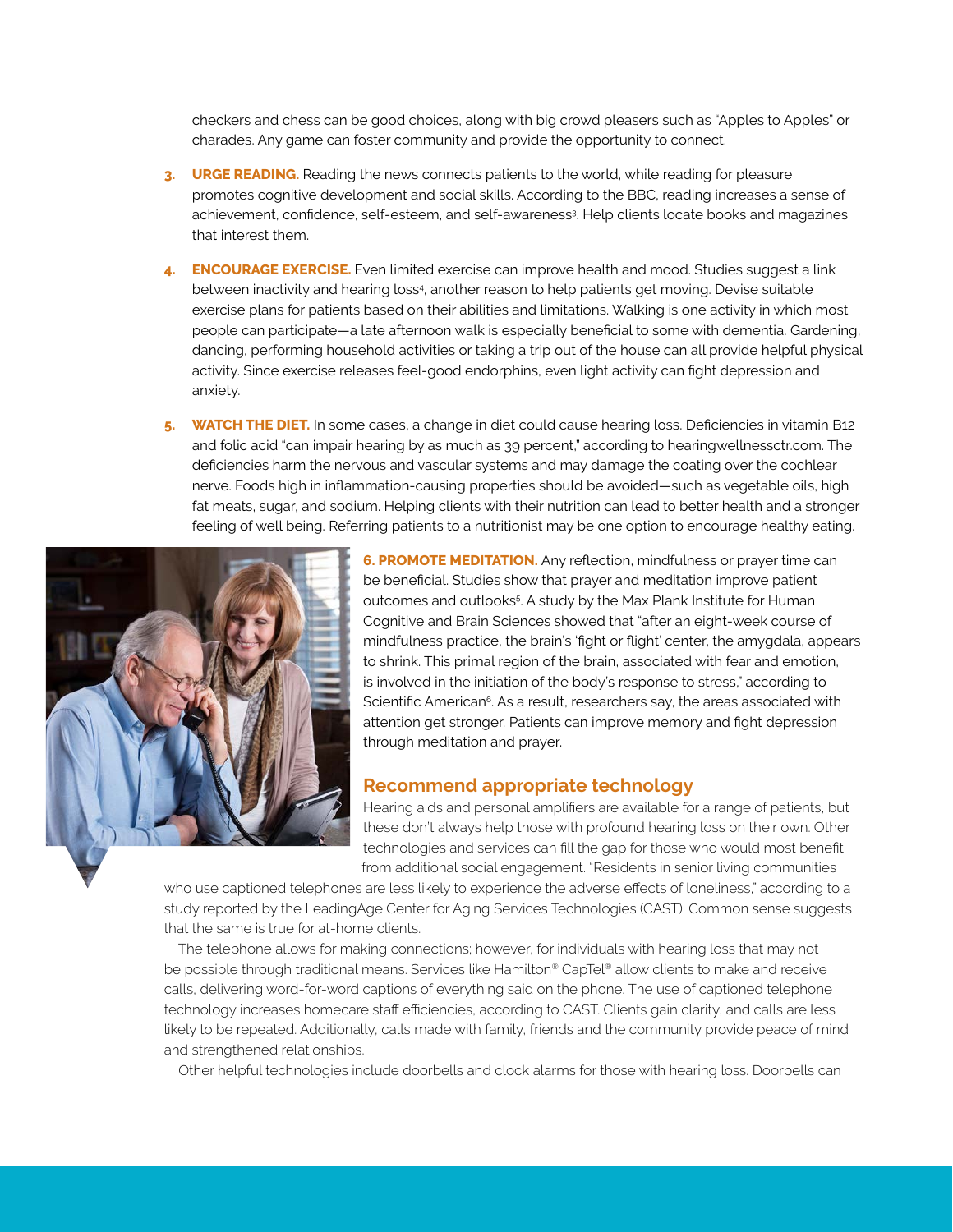checkers and chess can be good choices, along with big crowd pleasers such as "Apples to Apples" or charades. Any game can foster community and provide the opportunity to connect.

3. **URGE READING.** Reading the news connects patients to the world, while reading for pleasure promotes cognitive development and social skills. According to the BBC, reading increases a sense of achievement, confidence, self-esteem, and self-awareness[3]. Help clients locate books and magazines that interest them.

4. **ENCOURAGE EXERCISE.** Even limited exercise can improve health and mood. Studies suggest a link between inactivity and hearing loss[4], another reason to help patients get moving. Devise suitable exercise plans for patients based on their abilities and limitations. Walking is one activity in which most people can participate—a late afternoon walk is especially beneficial to some with dementia. Gardening, dancing, performing household activities or taking a trip out of the house can all provide helpful physical activity. Since exercise releases feel-good endorphins, even light activity can fight depression and anxiety.

5. **WATCH THE DIET.** In some cases, a change in diet could cause hearing loss. Deficiencies in vitamin B12 and folic acid "can impair hearing by as much as 39 percent," according to hearingwellnessctr.com. The deficiencies harm the nervous and vascular systems and may damage the coating over the cochlear nerve. Foods high in inflammation-causing properties should be avoided—such as vegetable oils, high fat meats, sugar, and sodium. Helping clients with their nutrition can lead to better health and a stronger feeling of well being. Referring patients to a nutritionist may be one option to encourage healthy eating.

6. **PROMOTE MEDITATION.** Any reflection, mindfulness or prayer time can be beneficial. Studies show that prayer and meditation improve patient outcomes and outlooks[5]. A study by the Max Plank Institute for Human Cognitive and Brain Sciences showed that "after an eight-week course of mindfulness practice, the brain's 'fight or flight' center, the amygdala, appears to shrink. This primal region of the brain, associated with fear and emotion, is involved in the initiation of the body's response to stress," according to Scientific American[6]. As a result, researchers say, the areas associated with attention get stronger. Patients can improve memory and fight depression through meditation and prayer.

## Recommend appropriate technology

Hearing aids and personal amplifiers are available for a range of patients, but these don't always help those with profound hearing loss on their own. Other technologies and services can fill the gap for those who would most benefit from additional social engagement. "Residents in senior living communities who use captioned telephones are less likely to experience the adverse effects of loneliness," according to a study reported by the LeadingAge Center for Aging Services Technologies (CAST). Common sense suggests that the same is true for at-home clients.

The telephone allows for making connections; however, for individuals with hearing loss that may not be possible through traditional means. Services like Hamilton® CapTel® allow clients to make and receive calls, delivering word-for-word captions of everything said on the phone. The use of captioned telephone technology increases homecare staff efficiencies, according to CAST. Clients gain clarity, and calls are less likely to be repeated. Additionally, calls made with family, friends and the community provide peace of mind and strengthened relationships.

Other helpful technologies include doorbells and clock alarms for those with hearing loss. Doorbells can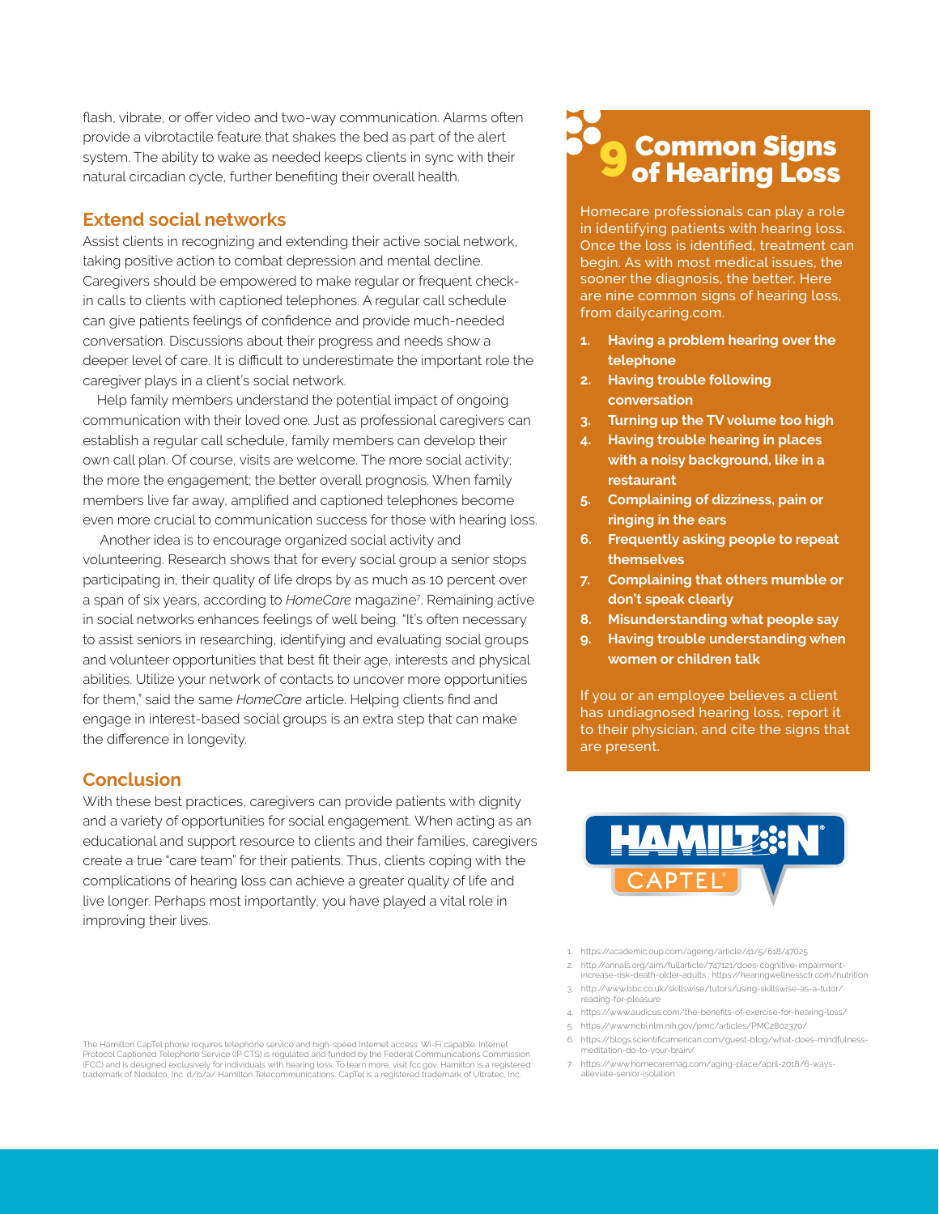flash, vibrate, or offer video and two-way communication. Alarms often provide a vibrotactile feature that shakes the bed as part of the alert system. The ability to wake as needed keeps clients in sync with their natural circadian cycle, further benefiting their overall health.

## Extend social networks

Assist clients in recognizing and extending their active social network, taking positive action to combat depression and mental decline. Caregivers should be empowered to make regular or frequent check-in calls to clients with captioned telephones. A regular call schedule can give patients feelings of confidence and provide much-needed conversation. Discussions about their progress and needs show a deeper level of care. It is difficult to underestimate the important role the caregiver plays in a client's social network.

Help family members understand the potential impact of ongoing communication with their loved one. Just as professional caregivers can establish a regular call schedule, family members can develop their own call plan. Of course, visits are welcome. The more social activity; the more the engagement; the better overall prognosis. When family members live far away, amplified and captioned telephones become even more crucial to communication success for those with hearing loss.

Another idea is to encourage organized social activity and volunteering. Research shows that for every social group a senior stops participating in, their quality of life drops by as much as 10 percent over a span of six years, according to *HomeCare* magazine[7]. Remaining active in social networks enhances feelings of well being. "It's often necessary to assist seniors in researching, identifying and evaluating social groups and volunteer opportunities that best fit their age, interests and physical abilities. Utilize your network of contacts to uncover more opportunities for them," said the same *HomeCare* article. Helping clients find and engage in interest-based social groups is an extra step that can make the difference in longevity.

## Conclusion

With these best practices, caregivers can provide patients with dignity and a variety of opportunities for social engagement. When acting as an educational and support resource to clients and their families, caregivers create a true "care team" for their patients. Thus, clients coping with the complications of hearing loss can achieve a greater quality of life and live longer. Perhaps most importantly, you have played a vital role in improving their lives.

## 9 Common Signs of Hearing Loss

Homecare professionals can play a role in identifying patients with hearing loss. Once the loss is identified, treatment can begin. As with most medical issues, the sooner the diagnosis, the better. Here are nine common signs of hearing loss, from dailycaring.com.

1. **Having a problem hearing over the telephone**
2. **Having trouble following conversation**
3. **Turning up the TV volume too high**
4. **Having trouble hearing in places with a noisy background, like in a restaurant**
5. **Complaining of dizziness, pain or ringing in the ears**
6. **Frequently asking people to repeat themselves**
7. **Complaining that others mumble or don't speak clearly**
8. **Misunderstanding what people say**
9. **Having trouble understanding when women or children talk**

If you or an employee believes a client has undiagnosed hearing loss, report it to their physician, and cite the signs that are present.

HAMILTON® CAPTEL®

The Hamilton CapTel phone requires telephone service and high-speed Internet access. Wi-Fi capable. Internet Protocol Captioned Telephone Service (IP CTS) is regulated and funded by the Federal Communications Commission (FCC) and is designed exclusively for individuals with hearing loss. To learn more, visit fcc.gov. Hamilton is a registered trademark of Nedelco, Inc. d/b/a/ Hamilton Telecommunications. CapTel is a registered trademark of Ultratec, Inc.

1. https://academic.oup.com/ageing/article/41/5/618/47025
2. http://annals.org/aim/fullarticle/747121/does-cognitive-impairment-increase-risk-death-older-adults ; https://hearingwellnessctr.com/nutrition
3. http://www.bbc.co.uk/skillswise/tutors/using-skillswise-as-a-tutor/reading-for-pleasure
4. https://www.audicus.com/the-benefits-of-exercise-for-hearing-loss/
5. https://www.ncbi.nlm.nih.gov/pmc/articles/PMC2802370/
6. https://blogs.scientificamerican.com/guest-blog/what-does-mindfulness-meditation-do-to-your-brain/
7. https://www.homecaremag.com/aging-place/april-2018/6-ways-alleviate-senior-isolation